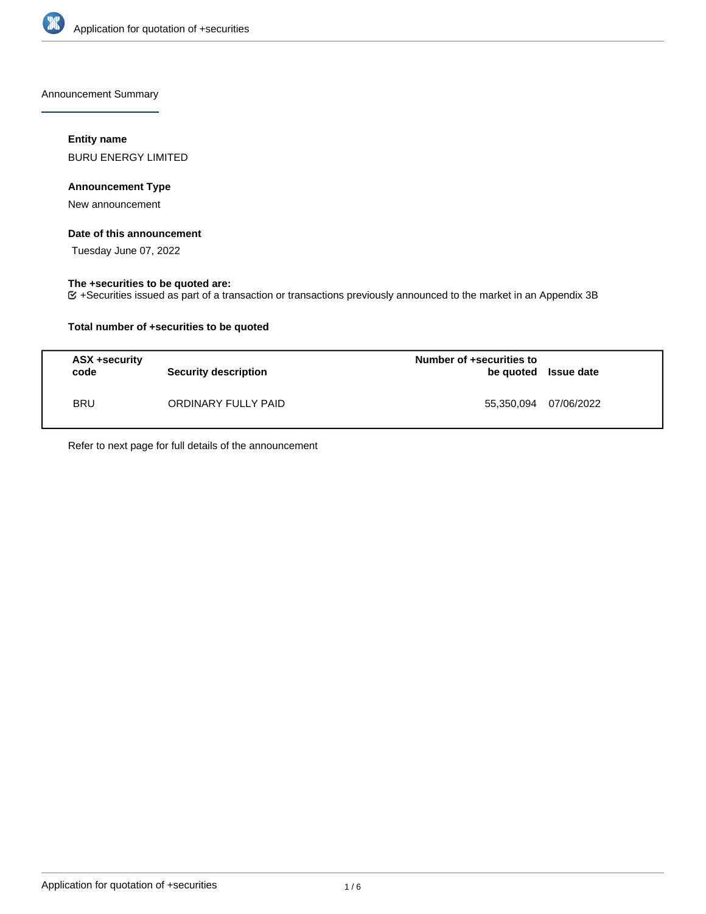Announcement Summary

**Entity name**

BURU ENERGY LIMITED

**Announcement Type**

New announcement

**Date of this announcement**

Tuesday June 07, 2022

**The +securities to be quoted are:**

+Securities issued as part of a transaction or transactions previously announced to the market in an Appendix 3B

**Total number of +securities to be quoted**

| ASX +security code | Security description | Number of +securities to be quoted | Issue date |
|---|---|---|---|
| BRU | ORDINARY FULLY PAID | 55,350,094 | 07/06/2022 |

Refer to next page for full details of the announcement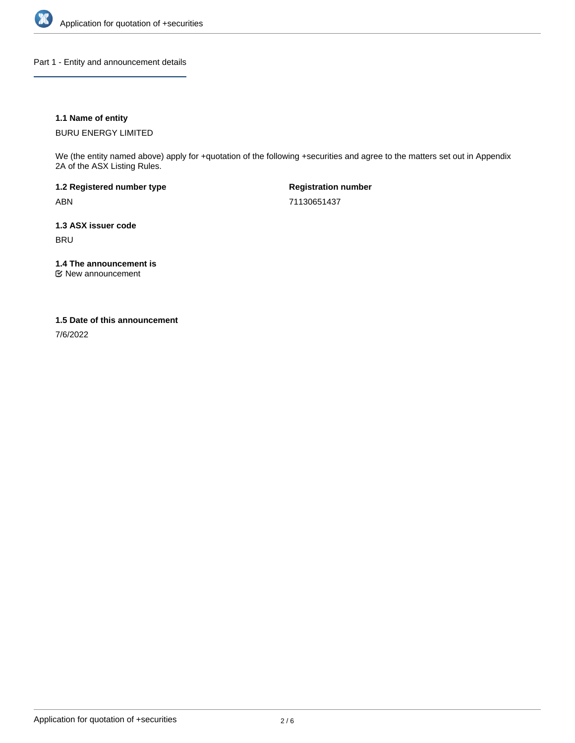## Part 1 - Entity and announcement details

### 1.1 Name of entity

BURU ENERGY LIMITED

We (the entity named above) apply for +quotation of the following +securities and agree to the matters set out in Appendix 2A of the ASX Listing Rules.

**1.2 Registered number type**

ABN

**Registration number**

71130651437

**1.3 ASX issuer code**

BRU

**1.4 The announcement is**

☑ New announcement

**1.5 Date of this announcement**

7/6/2022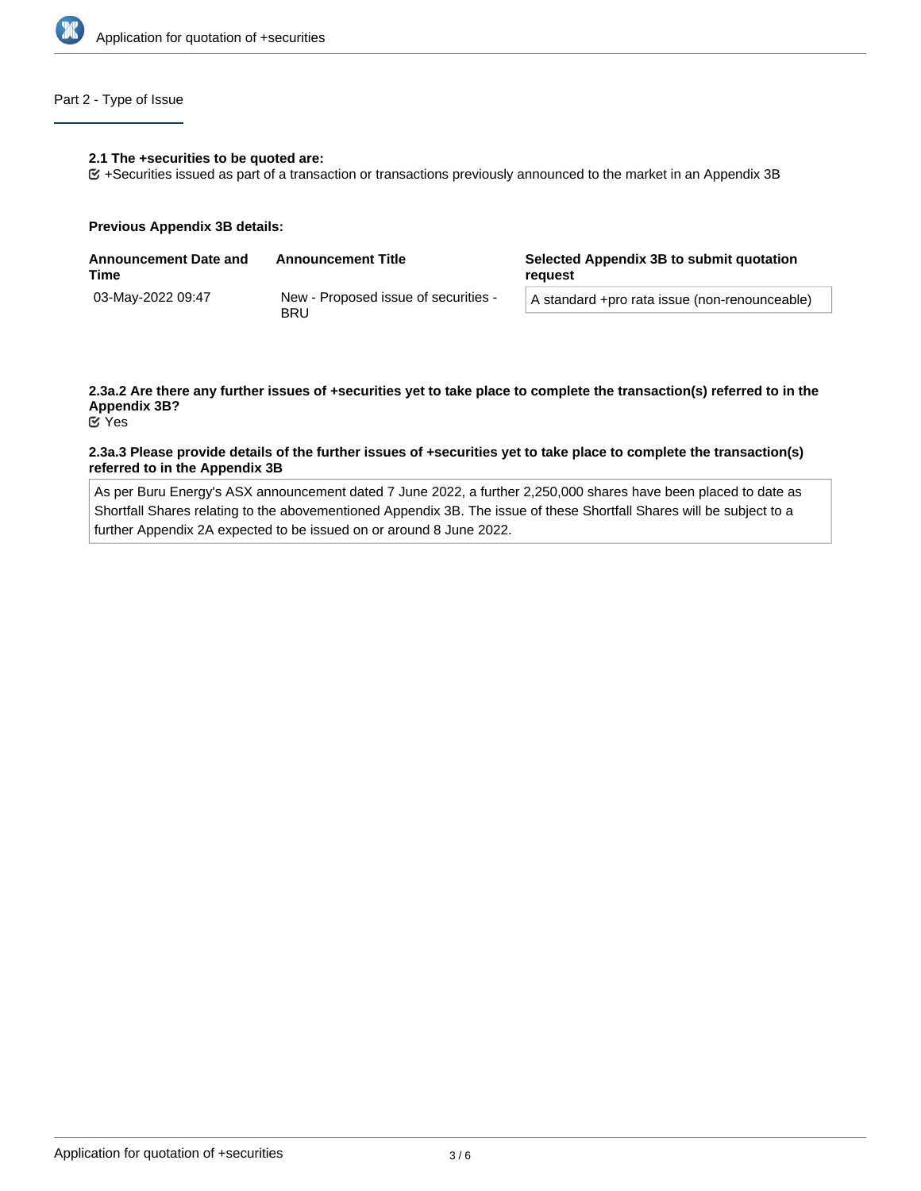## Part 2 - Type of Issue

**2.1 The +securities to be quoted are:**

☑ +Securities issued as part of a transaction or transactions previously announced to the market in an Appendix 3B

**Previous Appendix 3B details:**

| Announcement Date and Time | Announcement Title | Selected Appendix 3B to submit quotation request |
|---|---|---|
| 03-May-2022 09:47 | New - Proposed issue of securities - BRU | A standard +pro rata issue (non-renounceable) |

**2.3a.2 Are there any further issues of +securities yet to take place to complete the transaction(s) referred to in the Appendix 3B?**

☑ Yes

**2.3a.3 Please provide details of the further issues of +securities yet to take place to complete the transaction(s) referred to in the Appendix 3B**

As per Buru Energy's ASX announcement dated 7 June 2022, a further 2,250,000 shares have been placed to date as Shortfall Shares relating to the abovementioned Appendix 3B. The issue of these Shortfall Shares will be subject to a further Appendix 2A expected to be issued on or around 8 June 2022.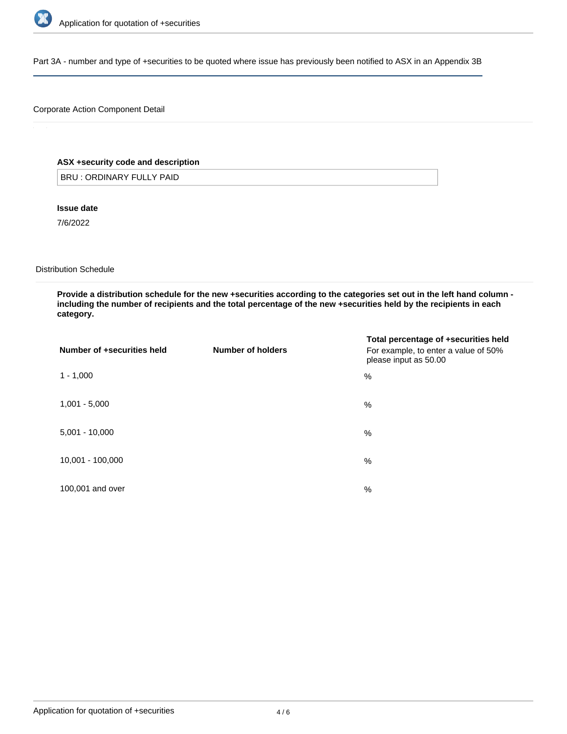Part 3A - number and type of +securities to be quoted where issue has previously been notified to ASX in an Appendix 3B

Corporate Action Component Detail

**ASX +security code and description**

BRU : ORDINARY FULLY PAID

**Issue date**

7/6/2022

Distribution Schedule

**Provide a distribution schedule for the new +securities according to the categories set out in the left hand column - including the number of recipients and the total percentage of the new +securities held by the recipients in each category.**

| Number of +securities held | Number of holders | Total percentage of +securities held For example, to enter a value of 50% please input as 50.00 |
| --- | --- | --- |
| 1 - 1,000 | | % |
| 1,001 - 5,000 | | % |
| 5,001 - 10,000 | | % |
| 10,001 - 100,000 | | % |
| 100,001 and over | | % |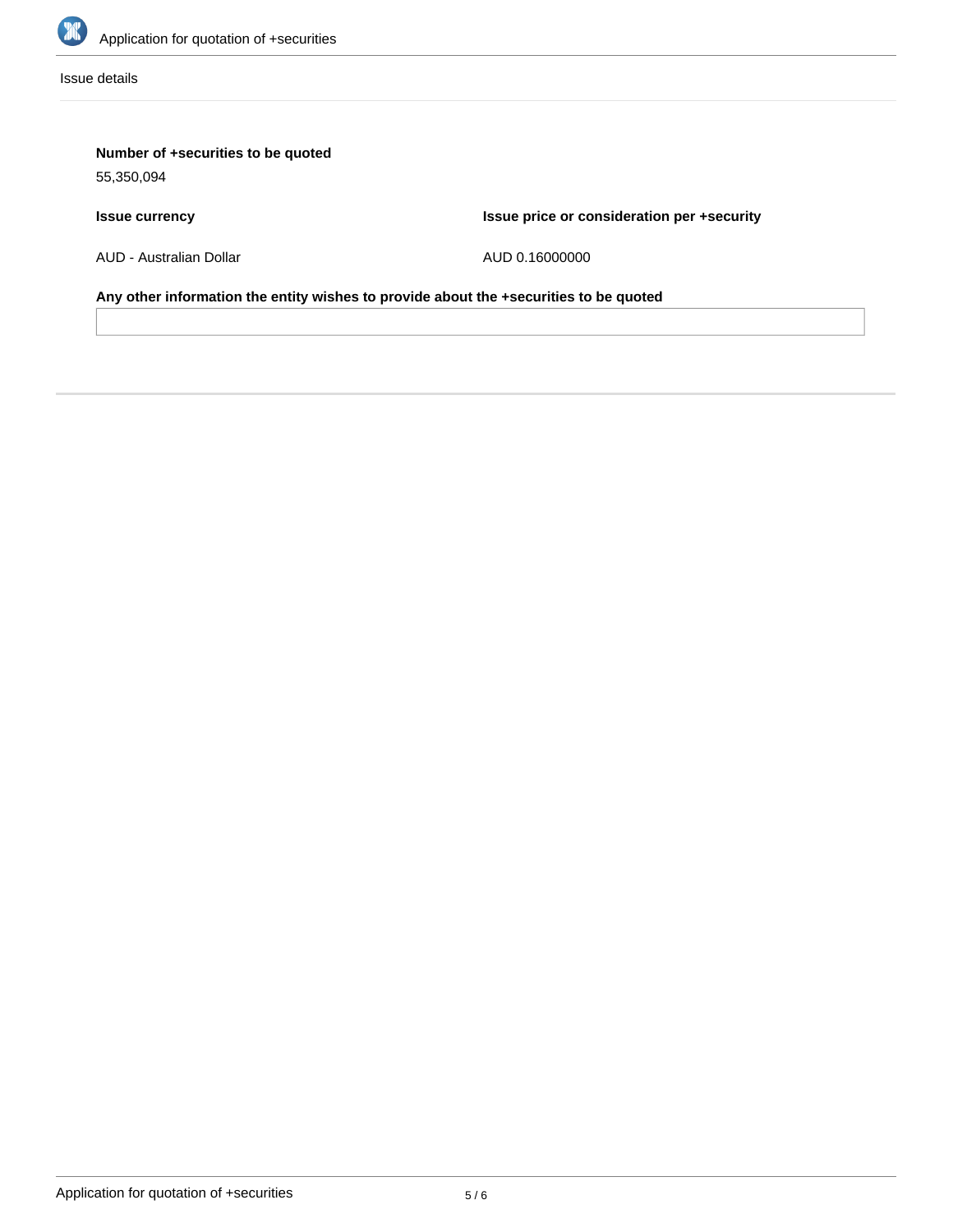Issue details

**Number of +securities to be quoted**

55,350,094

| Issue currency | Issue price or consideration per +security |
| --- | --- |
| AUD - Australian Dollar | AUD 0.16000000 |

**Any other information the entity wishes to provide about the +securities to be quoted**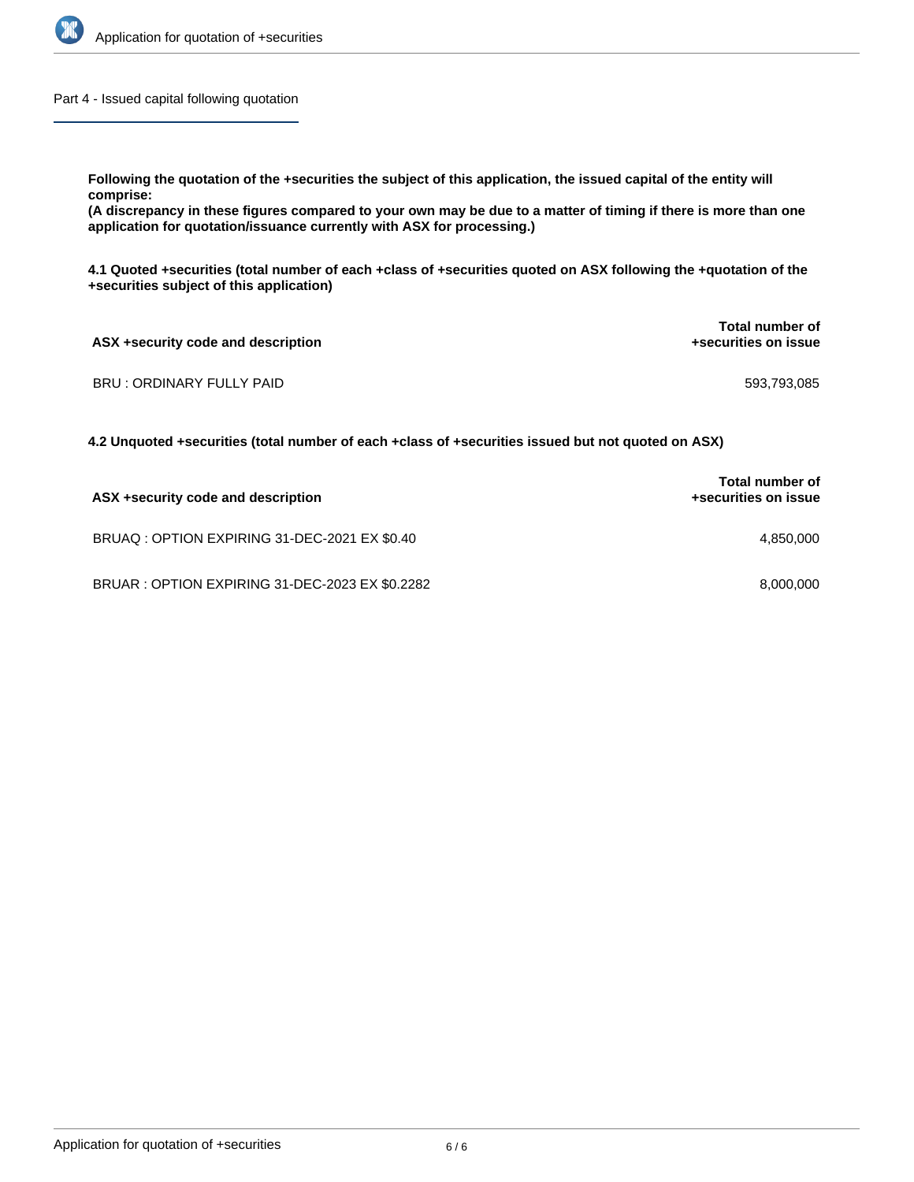## Part 4 - Issued capital following quotation

**Following the quotation of the +securities the subject of this application, the issued capital of the entity will comprise:**
**(A discrepancy in these figures compared to your own may be due to a matter of timing if there is more than one application for quotation/issuance currently with ASX for processing.)**

**4.1 Quoted +securities (total number of each +class of +securities quoted on ASX following the +quotation of the +securities subject of this application)**

| ASX +security code and description | Total number of +securities on issue |
| --- | --- |
| BRU : ORDINARY FULLY PAID | 593,793,085 |

**4.2 Unquoted +securities (total number of each +class of +securities issued but not quoted on ASX)**

| ASX +security code and description | Total number of +securities on issue |
| --- | --- |
| BRUAQ : OPTION EXPIRING 31-DEC-2021 EX $0.40 | 4,850,000 |
| BRUAR : OPTION EXPIRING 31-DEC-2023 EX $0.2282 | 8,000,000 |